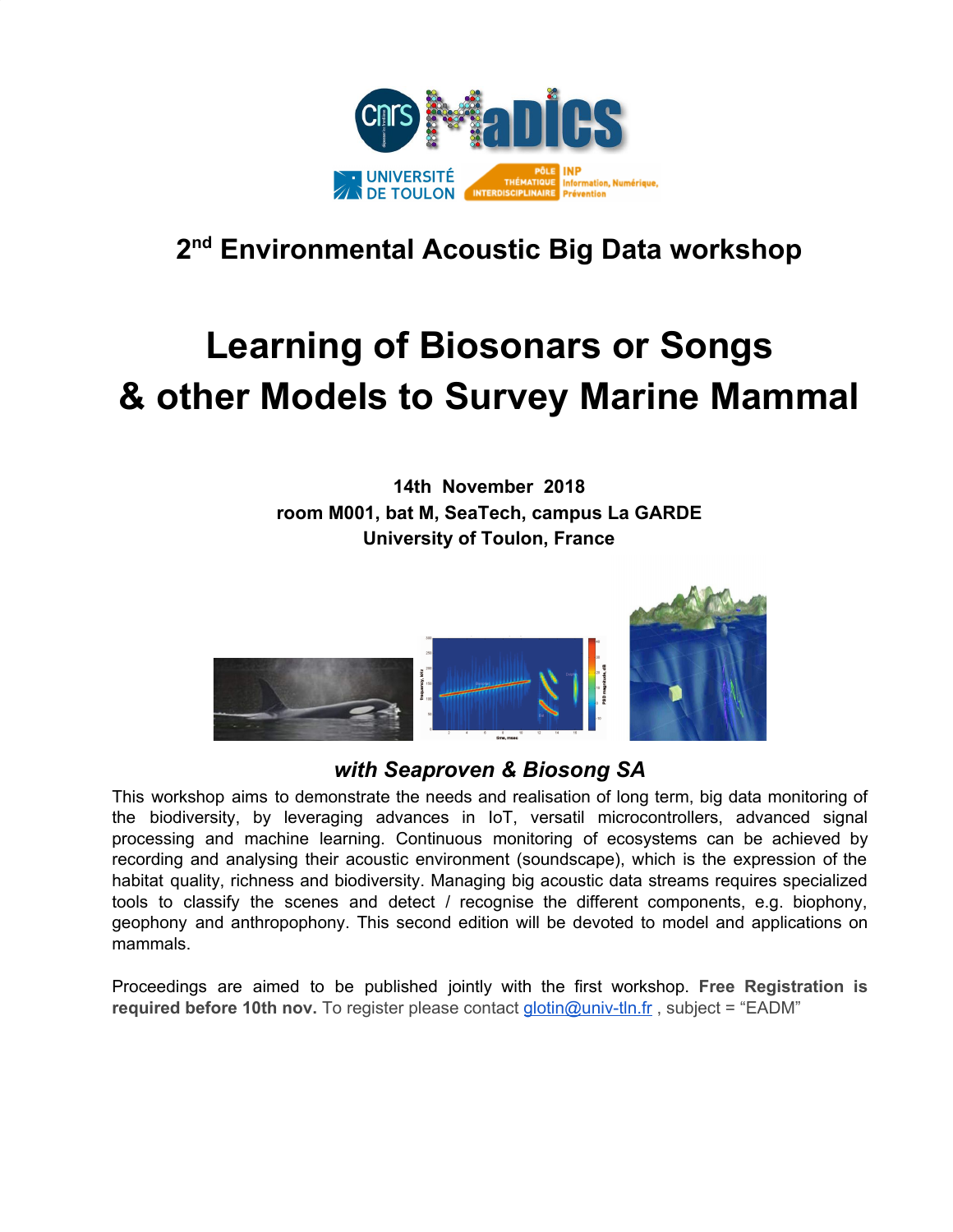## 2nd Environmental Acoustic Big Data workshop

# Learning of Biosonars or Songs & other Models to Survey Marine Mammal

**14th November 2018**
**room M001, bat M, SeaTech, campus La GARDE**
**University of Toulon, France**

### *with Seaproven & Biosong SA*

This workshop aims to demonstrate the needs and realisation of long term, big data monitoring of the biodiversity, by leveraging advances in IoT, versatil microcontrollers, advanced signal processing and machine learning. Continuous monitoring of ecosystems can be achieved by recording and analysing their acoustic environment (soundscape), which is the expression of the habitat quality, richness and biodiversity. Managing big acoustic data streams requires specialized tools to classify the scenes and detect / recognise the different components, e.g. biophony, geophony and anthropophony. This second edition will be devoted to model and applications on mammals.

Proceedings are aimed to be published jointly with the first workshop. **Free Registration is required before 10th nov.** To register please contact glotin@univ-tln.fr , subject = "EADM"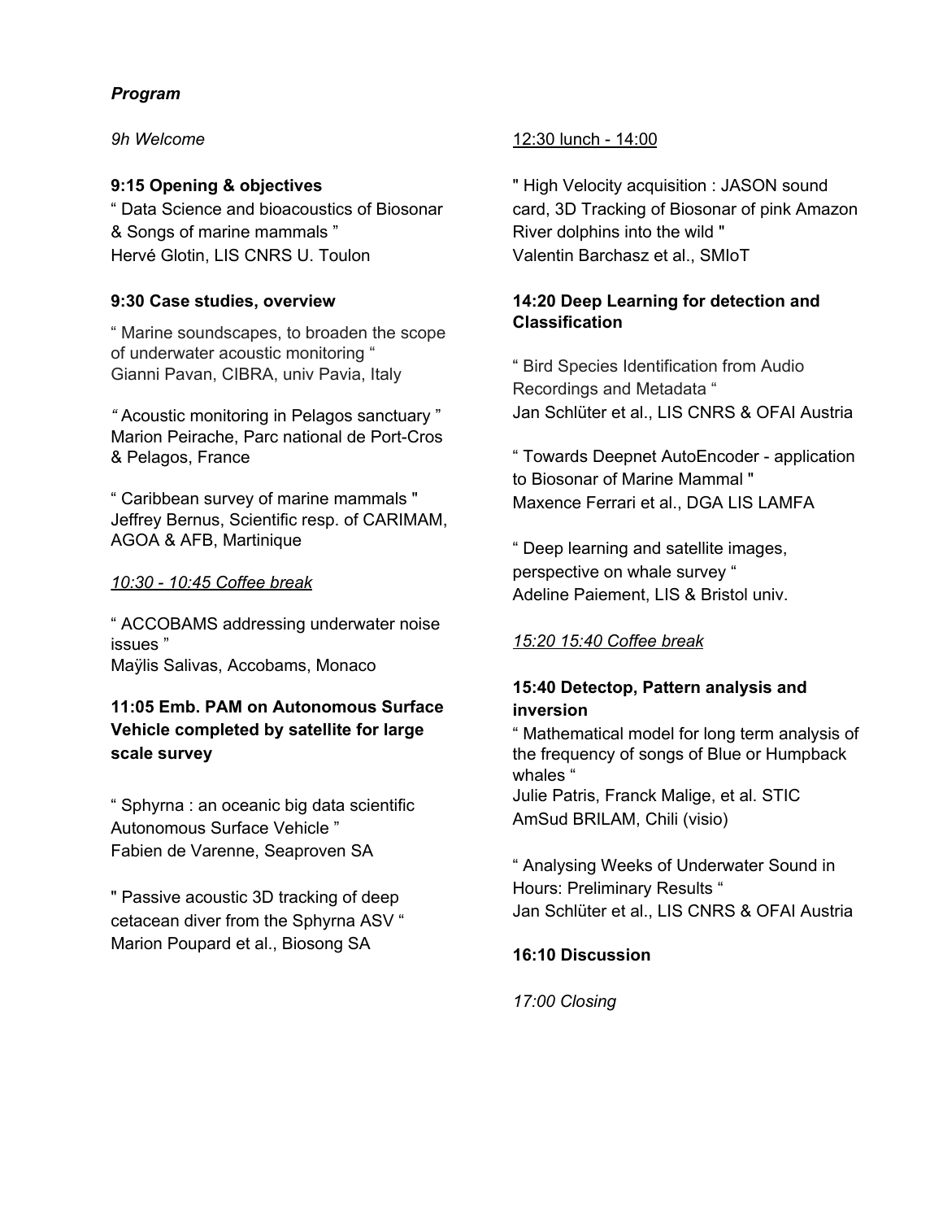***Program***

*9h Welcome*

**9:15 Opening & objectives**
" Data Science and bioacoustics of Biosonar & Songs of marine mammals "
Hervé Glotin, LIS CNRS U. Toulon

**9:30 Case studies, overview**

" Marine soundscapes, to broaden the scope of underwater acoustic monitoring "
Gianni Pavan, CIBRA, univ Pavia, Italy

*"* Acoustic monitoring in Pelagos sanctuary "
Marion Peirache, Parc national de Port-Cros & Pelagos, France

" Caribbean survey of marine mammals "
Jeffrey Bernus, Scientific resp. of CARIMAM, AGOA & AFB, Martinique

*10:30 - 10:45 Coffee break*

" ACCOBAMS addressing underwater noise issues "
Maÿlis Salivas, Accobams, Monaco

**11:05 Emb. PAM on Autonomous Surface Vehicle completed by satellite for large scale survey**

" Sphyrna : an oceanic big data scientific Autonomous Surface Vehicle "
Fabien de Varenne, Seaproven SA

" Passive acoustic 3D tracking of deep cetacean diver from the Sphyrna ASV "
Marion Poupard et al., Biosong SA

12:30 lunch - 14:00

" High Velocity acquisition : JASON sound card, 3D Tracking of Biosonar of pink Amazon River dolphins into the wild "
Valentin Barchasz et al., SMIoT

**14:20 Deep Learning for detection and Classification**

" Bird Species Identification from Audio Recordings and Metadata "
Jan Schlüter et al., LIS CNRS & OFAI Austria

" Towards Deepnet AutoEncoder - application to Biosonar of Marine Mammal "
Maxence Ferrari et al., DGA LIS LAMFA

" Deep learning and satellite images, perspective on whale survey "
Adeline Paiement, LIS & Bristol univ.

*15:20 15:40 Coffee break*

**15:40 Detectop, Pattern analysis and inversion**
" Mathematical model for long term analysis of the frequency of songs of Blue or Humpback whales "
Julie Patris, Franck Malige, et al. STIC AmSud BRILAM, Chili (visio)

" Analysing Weeks of Underwater Sound in Hours: Preliminary Results "
Jan Schlüter et al., LIS CNRS & OFAI Austria

**16:10 Discussion**

*17:00 Closing*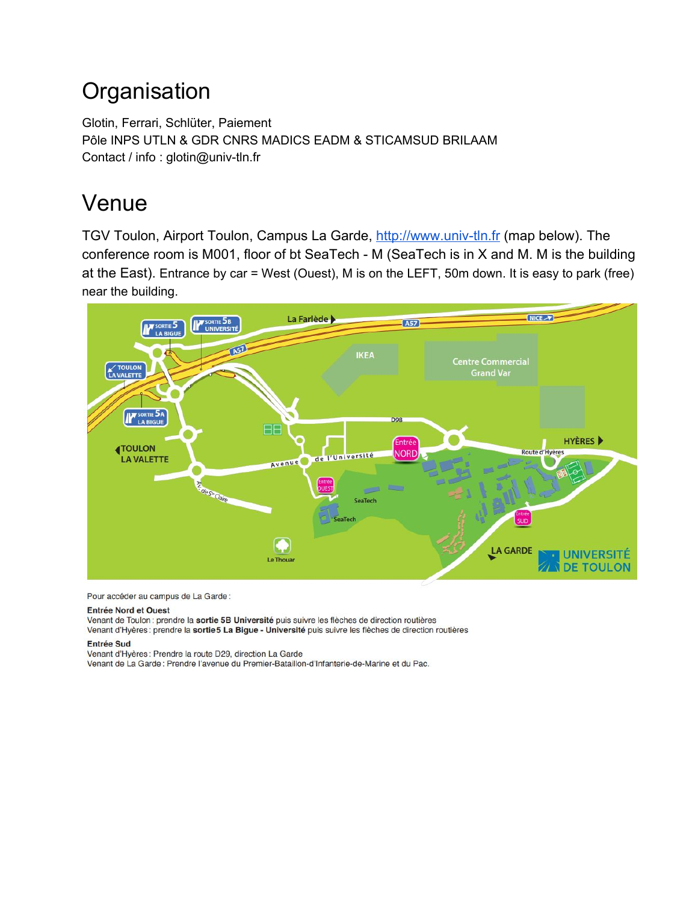# Organisation

Glotin, Ferrari, Schlüter, Paiement
Pôle INPS UTLN & GDR CNRS MADICS EADM & STICAMSUD BRILAAM
Contact / info : glotin@univ-tln.fr

# Venue

TGV Toulon, Airport Toulon, Campus La Garde, http://www.univ-tln.fr (map below). The conference room is M001, floor of bt SeaTech - M (SeaTech is in X and M. M is the building at the East). Entrance by car = West (Ouest), M is on the LEFT, 50m down. It is easy to park (free) near the building.

Pour accéder au campus de La Garde :

**Entrée Nord et Ouest**
Venant de Toulon : prendre la **sortie 5B Université** puis suivre les flèches de direction routières
Venant d'Hyères : prendre la **sortie5 La Bigue - Université** puis suivre les flèches de direction routières

**Entrée Sud**
Venant d'Hyères : Prendre la route D29, direction La Garde
Venant de La Garde : Prendre l'avenue du Premier-Bataillon-d'Infanterie-de-Marine et du Pac.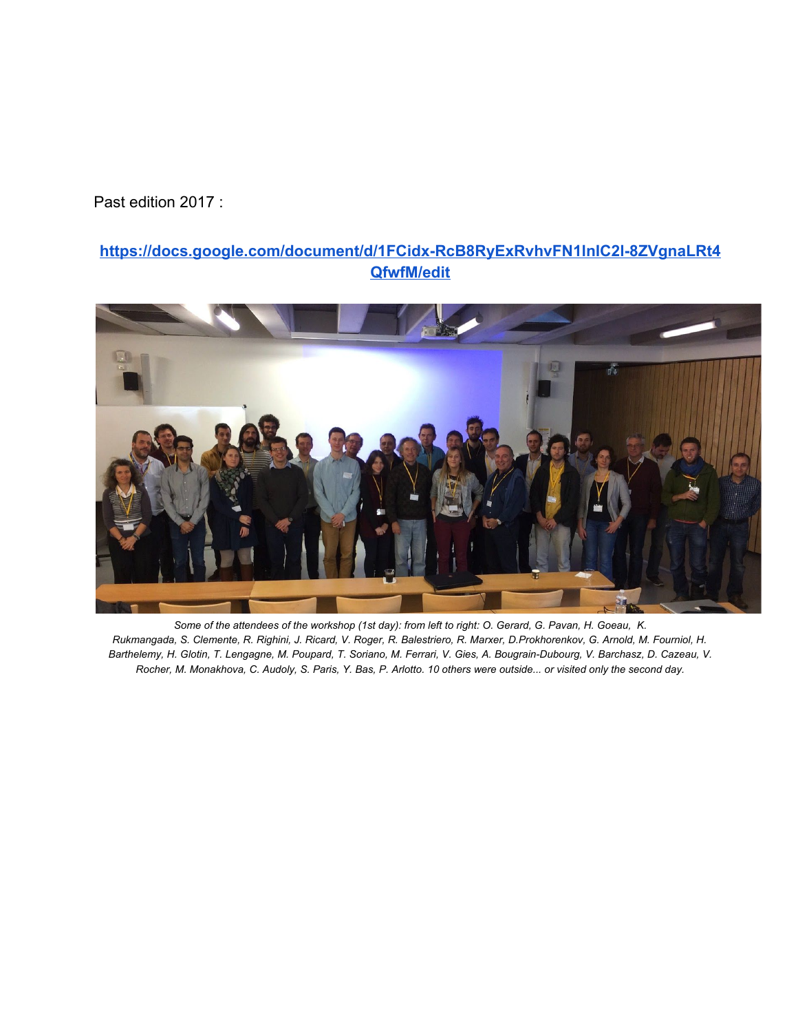Past edition 2017 :

**[https://docs.google.com/document/d/1FCidx-RcB8RyExRvhvFN1InIC2I-8ZVgnaLRt4QfwfM/edit](https://docs.google.com/document/d/1FCidx-RcB8RyExRvhvFN1InIC2I-8ZVgnaLRt4QfwfM/edit)**

*Some of the attendees of the workshop (1st day): from left to right: O. Gerard, G. Pavan, H. Goeau, K. Rukmangada, S. Clemente, R. Righini, J. Ricard, V. Roger, R. Balestriero, R. Marxer, D.Prokhorenkov, G. Arnold, M. Fourniol, H. Barthelemy, H. Glotin, T. Lengagne, M. Poupard, T. Soriano, M. Ferrari, V. Gies, A. Bougrain-Dubourg, V. Barchasz, D. Cazeau, V. Rocher, M. Monakhova, C. Audoly, S. Paris, Y. Bas, P. Arlotto. 10 others were outside... or visited only the second day.*